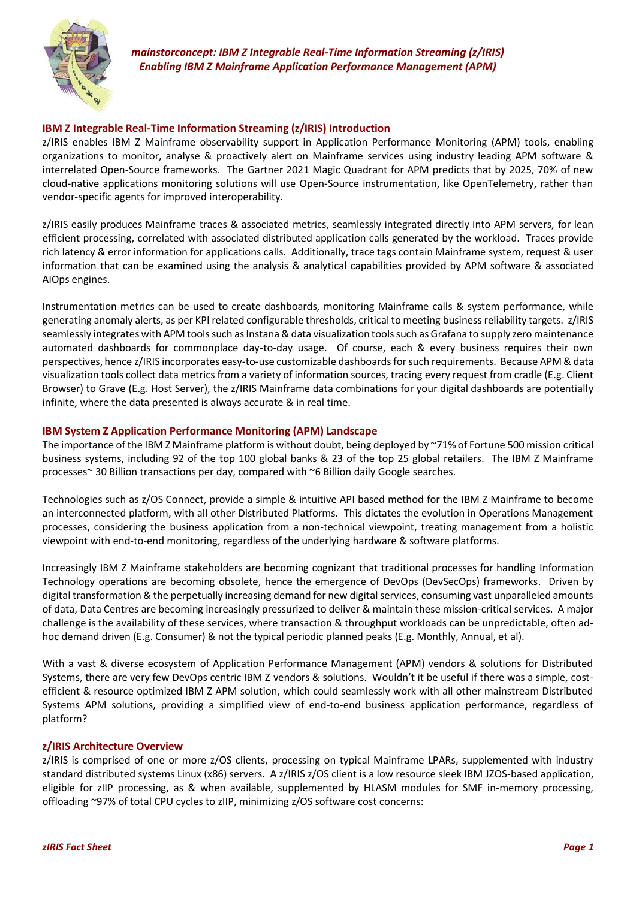*mainstorconcept: IBM Z Integrable Real-Time Information Streaming (z/IRIS)*
*Enabling IBM Z Mainframe Application Performance Management (APM)*

## IBM Z Integrable Real-Time Information Streaming (z/IRIS) Introduction

z/IRIS enables IBM Z Mainframe observability support in Application Performance Monitoring (APM) tools, enabling organizations to monitor, analyse & proactively alert on Mainframe services using industry leading APM software & interrelated Open-Source frameworks. The Gartner 2021 Magic Quadrant for APM predicts that by 2025, 70% of new cloud-native applications monitoring solutions will use Open-Source instrumentation, like OpenTelemetry, rather than vendor-specific agents for improved interoperability.

z/IRIS easily produces Mainframe traces & associated metrics, seamlessly integrated directly into APM servers, for lean efficient processing, correlated with associated distributed application calls generated by the workload. Traces provide rich latency & error information for applications calls. Additionally, trace tags contain Mainframe system, request & user information that can be examined using the analysis & analytical capabilities provided by APM software & associated AIOps engines.

Instrumentation metrics can be used to create dashboards, monitoring Mainframe calls & system performance, while generating anomaly alerts, as per KPI related configurable thresholds, critical to meeting business reliability targets. z/IRIS seamlessly integrates with APM tools such as Instana & data visualization tools such as Grafana to supply zero maintenance automated dashboards for commonplace day-to-day usage. Of course, each & every business requires their own perspectives, hence z/IRIS incorporates easy-to-use customizable dashboards for such requirements. Because APM & data visualization tools collect data metrics from a variety of information sources, tracing every request from cradle (E.g. Client Browser) to Grave (E.g. Host Server), the z/IRIS Mainframe data combinations for your digital dashboards are potentially infinite, where the data presented is always accurate & in real time.

## IBM System Z Application Performance Monitoring (APM) Landscape

The importance of the IBM Z Mainframe platform is without doubt, being deployed by ~71% of Fortune 500 mission critical business systems, including 92 of the top 100 global banks & 23 of the top 25 global retailers. The IBM Z Mainframe processes~ 30 Billion transactions per day, compared with ~6 Billion daily Google searches.

Technologies such as z/OS Connect, provide a simple & intuitive API based method for the IBM Z Mainframe to become an interconnected platform, with all other Distributed Platforms. This dictates the evolution in Operations Management processes, considering the business application from a non-technical viewpoint, treating management from a holistic viewpoint with end-to-end monitoring, regardless of the underlying hardware & software platforms.

Increasingly IBM Z Mainframe stakeholders are becoming cognizant that traditional processes for handling Information Technology operations are becoming obsolete, hence the emergence of DevOps (DevSecOps) frameworks. Driven by digital transformation & the perpetually increasing demand for new digital services, consuming vast unparalleled amounts of data, Data Centres are becoming increasingly pressurized to deliver & maintain these mission-critical services. A major challenge is the availability of these services, where transaction & throughput workloads can be unpredictable, often ad-hoc demand driven (E.g. Consumer) & not the typical periodic planned peaks (E.g. Monthly, Annual, et al).

With a vast & diverse ecosystem of Application Performance Management (APM) vendors & solutions for Distributed Systems, there are very few DevOps centric IBM Z vendors & solutions. Wouldn't it be useful if there was a simple, cost-efficient & resource optimized IBM Z APM solution, which could seamlessly work with all other mainstream Distributed Systems APM solutions, providing a simplified view of end-to-end business application performance, regardless of platform?

## z/IRIS Architecture Overview

z/IRIS is comprised of one or more z/OS clients, processing on typical Mainframe LPARs, supplemented with industry standard distributed systems Linux (x86) servers. A z/IRIS z/OS client is a low resource sleek IBM JZOS-based application, eligible for zIIP processing, as & when available, supplemented by HLASM modules for SMF in-memory processing, offloading ~97% of total CPU cycles to zIIP, minimizing z/OS software cost concerns: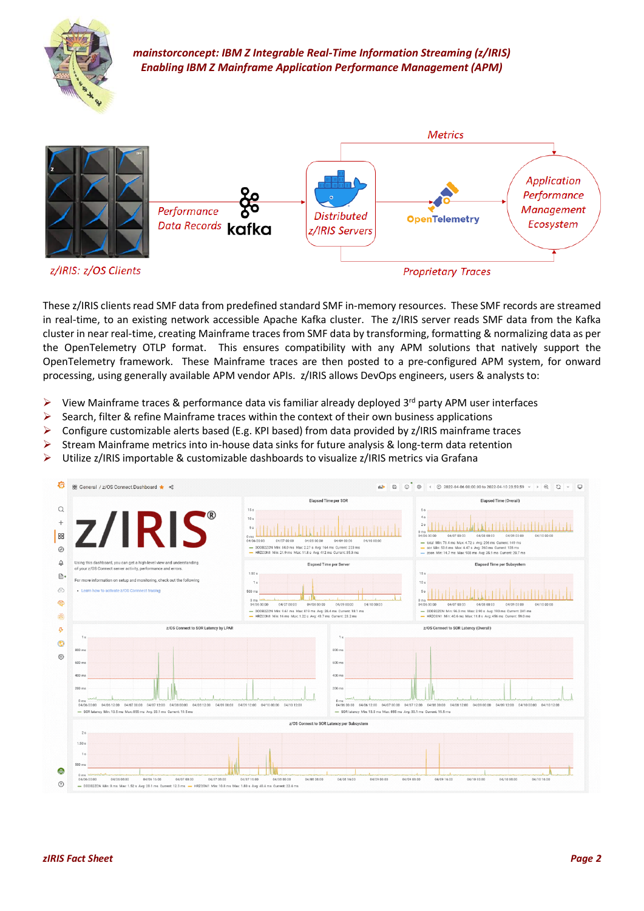**mainstorconcept: IBM Z Integrable Real-Time Information Streaming (z/IRIS)**
**Enabling IBM Z Mainframe Application Performance Management (APM)**

These z/IRIS clients read SMF data from predefined standard SMF in-memory resources. These SMF records are streamed in real-time, to an existing network accessible Apache Kafka cluster. The z/IRIS server reads SMF data from the Kafka cluster in near real-time, creating Mainframe traces from SMF data by transforming, formatting & normalizing data as per the OpenTelemetry OTLP format. This ensures compatibility with any APM solutions that natively support the OpenTelemetry framework. These Mainframe traces are then posted to a pre-configured APM system, for onward processing, using generally available APM vendor APIs. z/IRIS allows DevOps engineers, users & analysts to:

- View Mainframe traces & performance data vis familiar already deployed 3rd party APM user interfaces
- Search, filter & refine Mainframe traces within the context of their own business applications
- Configure customizable alerts based (E.g. KPI based) from data provided by z/IRIS mainframe traces
- Stream Mainframe metrics into in-house data sinks for future analysis & long-term data retention
- Utilize z/IRIS importable & customizable dashboards to visualize z/IRIS metrics via Grafana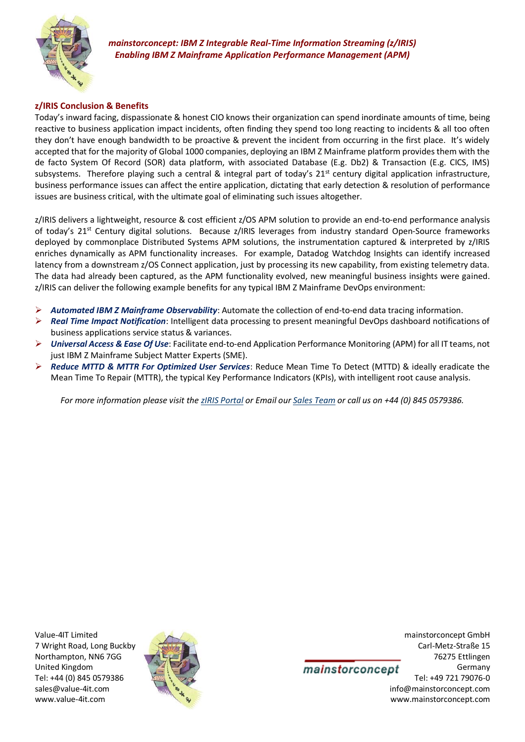*mainstorconcept: IBM Z Integrable Real-Time Information Streaming (z/IRIS)*
*Enabling IBM Z Mainframe Application Performance Management (APM)*

## z/IRIS Conclusion & Benefits

Today's inward facing, dispassionate & honest CIO knows their organization can spend inordinate amounts of time, being reactive to business application impact incidents, often finding they spend too long reacting to incidents & all too often they don't have enough bandwidth to be proactive & prevent the incident from occurring in the first place. It's widely accepted that for the majority of Global 1000 companies, deploying an IBM Z Mainframe platform provides them with the de facto System Of Record (SOR) data platform, with associated Database (E.g. Db2) & Transaction (E.g. CICS, IMS) subsystems. Therefore playing such a central & integral part of today's 21st century digital application infrastructure, business performance issues can affect the entire application, dictating that early detection & resolution of performance issues are business critical, with the ultimate goal of eliminating such issues altogether.

z/IRIS delivers a lightweight, resource & cost efficient z/OS APM solution to provide an end-to-end performance analysis of today's 21st Century digital solutions. Because z/IRIS leverages from industry standard Open-Source frameworks deployed by commonplace Distributed Systems APM solutions, the instrumentation captured & interpreted by z/IRIS enriches dynamically as APM functionality increases. For example, Datadog Watchdog Insights can identify increased latency from a downstream z/OS Connect application, just by processing its new capability, from existing telemetry data. The data had already been captured, as the APM functionality evolved, new meaningful business insights were gained. z/IRIS can deliver the following example benefits for any typical IBM Z Mainframe DevOps environment:

- ***Automated IBM Z Mainframe Observability***: Automate the collection of end-to-end data tracing information.
- ***Real Time Impact Notification***: Intelligent data processing to present meaningful DevOps dashboard notifications of business applications service status & variances.
- ***Universal Access & Ease Of Use***: Facilitate end-to-end Application Performance Monitoring (APM) for all IT teams, not just IBM Z Mainframe Subject Matter Experts (SME).
- ***Reduce MTTD & MTTR For Optimized User Services***: Reduce Mean Time To Detect (MTTD) & ideally eradicate the Mean Time To Repair (MTTR), the typical Key Performance Indicators (KPIs), with intelligent root cause analysis.

*For more information please visit the [zIRIS Portal] or Email our [Sales Team] or call us on +44 (0) 845 0579386.*

Value-4IT Limited
7 Wright Road, Long Buckby
Northampton, NN6 7GG
United Kingdom
Tel: +44 (0) 845 0579386
sales@value-4it.com
www.value-4it.com

mainstorconcept GmbH
Carl-Metz-Straße 15
76275 Ettlingen
Germany
Tel: +49 721 79076-0
info@mainstorconcept.com
www.mainstorconcept.com